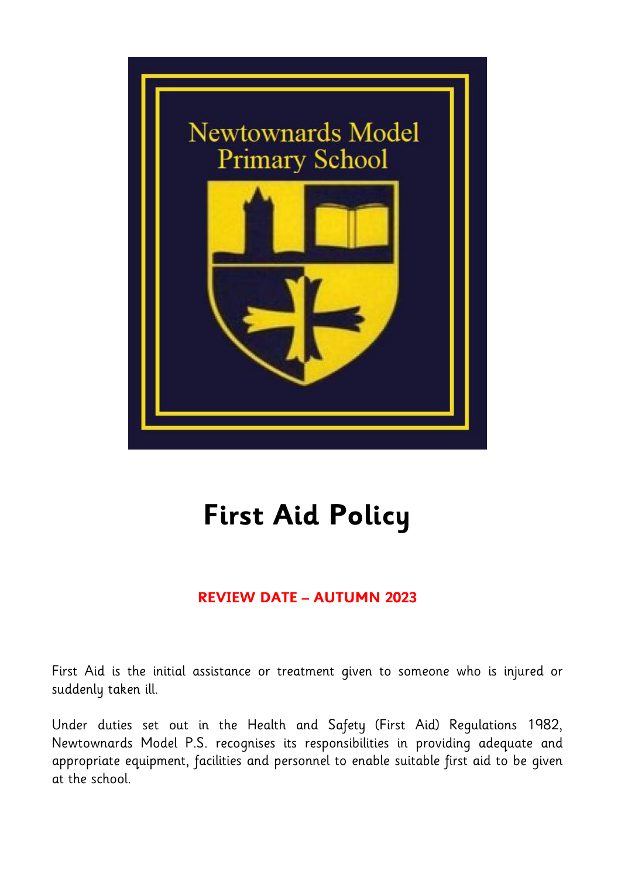Newtownards Model Primary School

# First Aid Policy

**REVIEW DATE – AUTUMN 2023**

First Aid is the initial assistance or treatment given to someone who is injured or suddenly taken ill.

Under duties set out in the Health and Safety (First Aid) Regulations 1982, Newtownards Model P.S. recognises its responsibilities in providing adequate and appropriate equipment, facilities and personnel to enable suitable first aid to be given at the school.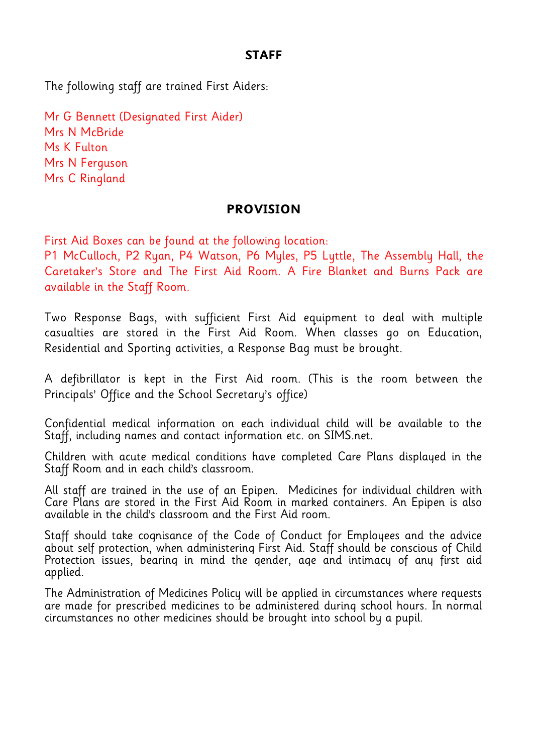## STAFF

The following staff are trained First Aiders:

Mr G Bennett (Designated First Aider)
Mrs N McBride
Ms K Fulton
Mrs N Ferguson
Mrs C Ringland

## PROVISION

First Aid Boxes can be found at the following location:
P1 McCulloch, P2 Ryan, P4 Watson, P6 Myles, P5 Lyttle, The Assembly Hall, the Caretaker's Store and The First Aid Room. A Fire Blanket and Burns Pack are available in the Staff Room.

Two Response Bags, with sufficient First Aid equipment to deal with multiple casualties are stored in the First Aid Room. When classes go on Education, Residential and Sporting activities, a Response Bag must be brought.

A defibrillator is kept in the First Aid room. (This is the room between the Principals' Office and the School Secretary's office)

Confidential medical information on each individual child will be available to the Staff, including names and contact information etc. on SIMS.net.

Children with acute medical conditions have completed Care Plans displayed in the Staff Room and in each child's classroom.

All staff are trained in the use of an Epipen. Medicines for individual children with Care Plans are stored in the First Aid Room in marked containers. An Epipen is also available in the child's classroom and the First Aid room.

Staff should take cognisance of the Code of Conduct for Employees and the advice about self protection, when administering First Aid. Staff should be conscious of Child Protection issues, bearing in mind the gender, age and intimacy of any first aid applied.

The Administration of Medicines Policy will be applied in circumstances where requests are made for prescribed medicines to be administered during school hours. In normal circumstances no other medicines should be brought into school by a pupil.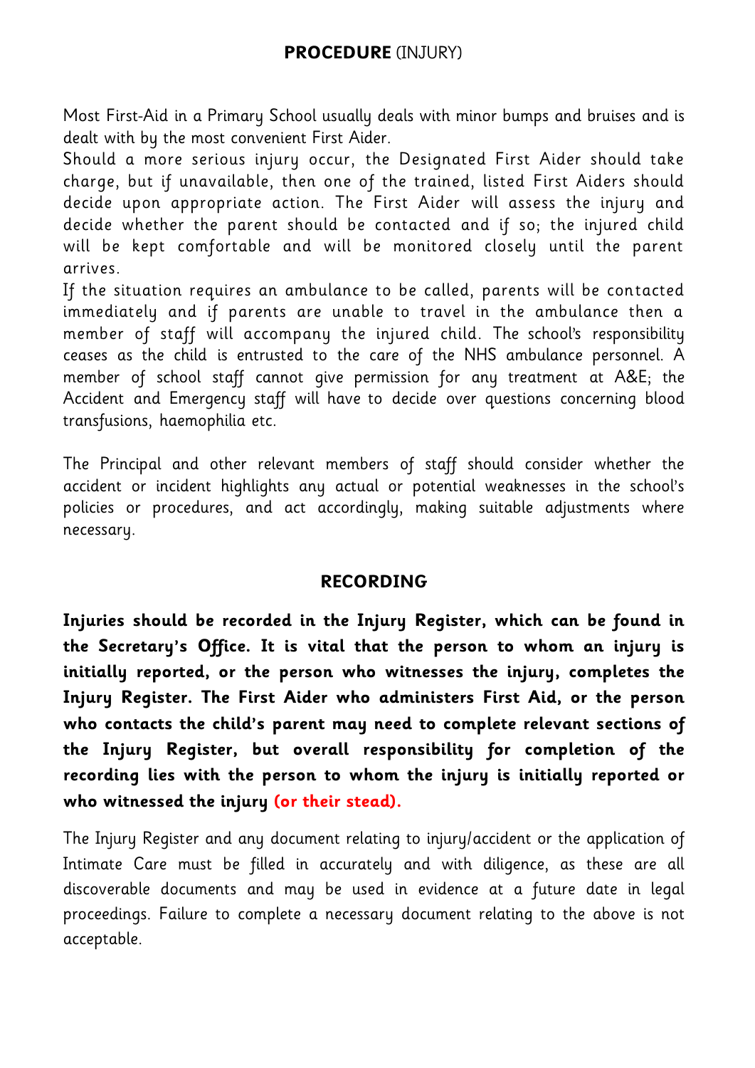## **PROCEDURE** (INJURY)

Most First-Aid in a Primary School usually deals with minor bumps and bruises and is dealt with by the most convenient First Aider.

Should a more serious injury occur, the Designated First Aider should take charge, but if unavailable, then one of the trained, listed First Aiders should decide upon appropriate action. The First Aider will assess the injury and decide whether the parent should be contacted and if so; the injured child will be kept comfortable and will be monitored closely until the parent arrives.

If the situation requires an ambulance to be called, parents will be contacted immediately and if parents are unable to travel in the ambulance then a member of staff will accompany the injured child. The school's responsibility ceases as the child is entrusted to the care of the NHS ambulance personnel. A member of school staff cannot give permission for any treatment at A&E; the Accident and Emergency staff will have to decide over questions concerning blood transfusions, haemophilia etc.

The Principal and other relevant members of staff should consider whether the accident or incident highlights any actual or potential weaknesses in the school's policies or procedures, and act accordingly, making suitable adjustments where necessary.

## RECORDING

**Injuries should be recorded in the Injury Register, which can be found in the Secretary's Office. It is vital that the person to whom an injury is initially reported, or the person who witnesses the injury, completes the Injury Register. The First Aider who administers First Aid, or the person who contacts the child's parent may need to complete relevant sections of the Injury Register, but overall responsibility for completion of the recording lies with the person to whom the injury is initially reported or who witnessed the injury (or their stead).**

The Injury Register and any document relating to injury/accident or the application of Intimate Care must be filled in accurately and with diligence, as these are all discoverable documents and may be used in evidence at a future date in legal proceedings. Failure to complete a necessary document relating to the above is not acceptable.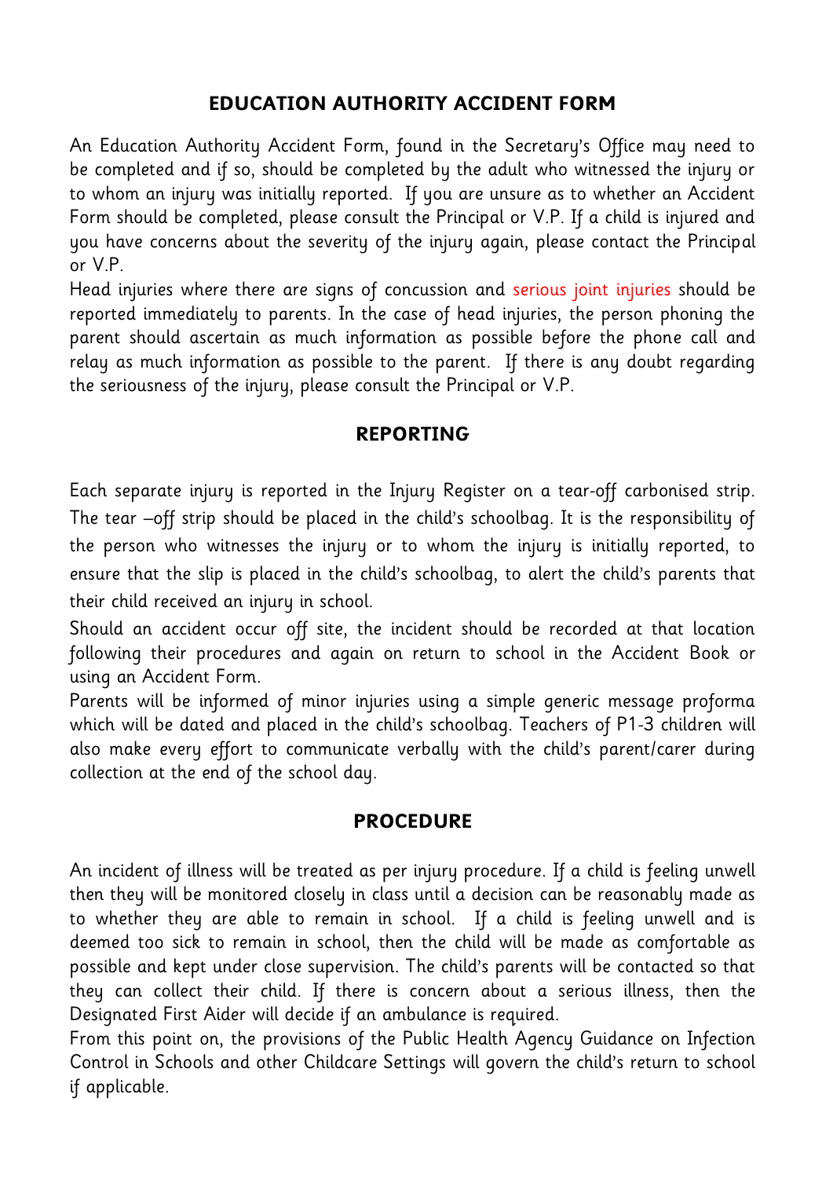## EDUCATION AUTHORITY ACCIDENT FORM

An Education Authority Accident Form, found in the Secretary's Office may need to be completed and if so, should be completed by the adult who witnessed the injury or to whom an injury was initially reported. If you are unsure as to whether an Accident Form should be completed, please consult the Principal or V.P. If a child is injured and you have concerns about the severity of the injury again, please contact the Principal or V.P.

Head injuries where there are signs of concussion and serious joint injuries should be reported immediately to parents. In the case of head injuries, the person phoning the parent should ascertain as much information as possible before the phone call and relay as much information as possible to the parent. If there is any doubt regarding the seriousness of the injury, please consult the Principal or V.P.

## REPORTING

Each separate injury is reported in the Injury Register on a tear-off carbonised strip. The tear –off strip should be placed in the child's schoolbag. It is the responsibility of the person who witnesses the injury or to whom the injury is initially reported, to ensure that the slip is placed in the child's schoolbag, to alert the child's parents that their child received an injury in school.

Should an accident occur off site, the incident should be recorded at that location following their procedures and again on return to school in the Accident Book or using an Accident Form.

Parents will be informed of minor injuries using a simple generic message proforma which will be dated and placed in the child's schoolbag. Teachers of P1-3 children will also make every effort to communicate verbally with the child's parent/carer during collection at the end of the school day.

## PROCEDURE

An incident of illness will be treated as per injury procedure. If a child is feeling unwell then they will be monitored closely in class until a decision can be reasonably made as to whether they are able to remain in school. If a child is feeling unwell and is deemed too sick to remain in school, then the child will be made as comfortable as possible and kept under close supervision. The child's parents will be contacted so that they can collect their child. If there is concern about a serious illness, then the Designated First Aider will decide if an ambulance is required.

From this point on, the provisions of the Public Health Agency Guidance on Infection Control in Schools and other Childcare Settings will govern the child's return to school if applicable.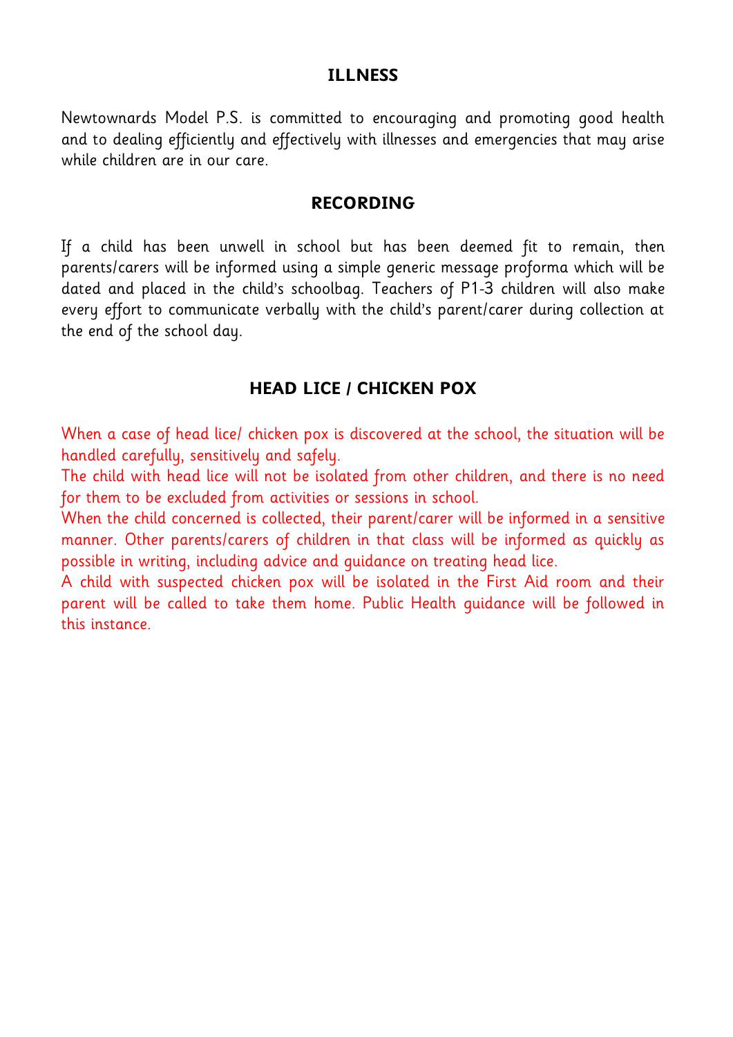## ILLNESS

Newtownards Model P.S. is committed to encouraging and promoting good health and to dealing efficiently and effectively with illnesses and emergencies that may arise while children are in our care.

## RECORDING

If a child has been unwell in school but has been deemed fit to remain, then parents/carers will be informed using a simple generic message proforma which will be dated and placed in the child's schoolbag. Teachers of P1-3 children will also make every effort to communicate verbally with the child's parent/carer during collection at the end of the school day.

## HEAD LICE / CHICKEN POX

When a case of head lice/ chicken pox is discovered at the school, the situation will be handled carefully, sensitively and safely.
The child with head lice will not be isolated from other children, and there is no need for them to be excluded from activities or sessions in school.
When the child concerned is collected, their parent/carer will be informed in a sensitive manner. Other parents/carers of children in that class will be informed as quickly as possible in writing, including advice and guidance on treating head lice.
A child with suspected chicken pox will be isolated in the First Aid room and their parent will be called to take them home. Public Health guidance will be followed in this instance.